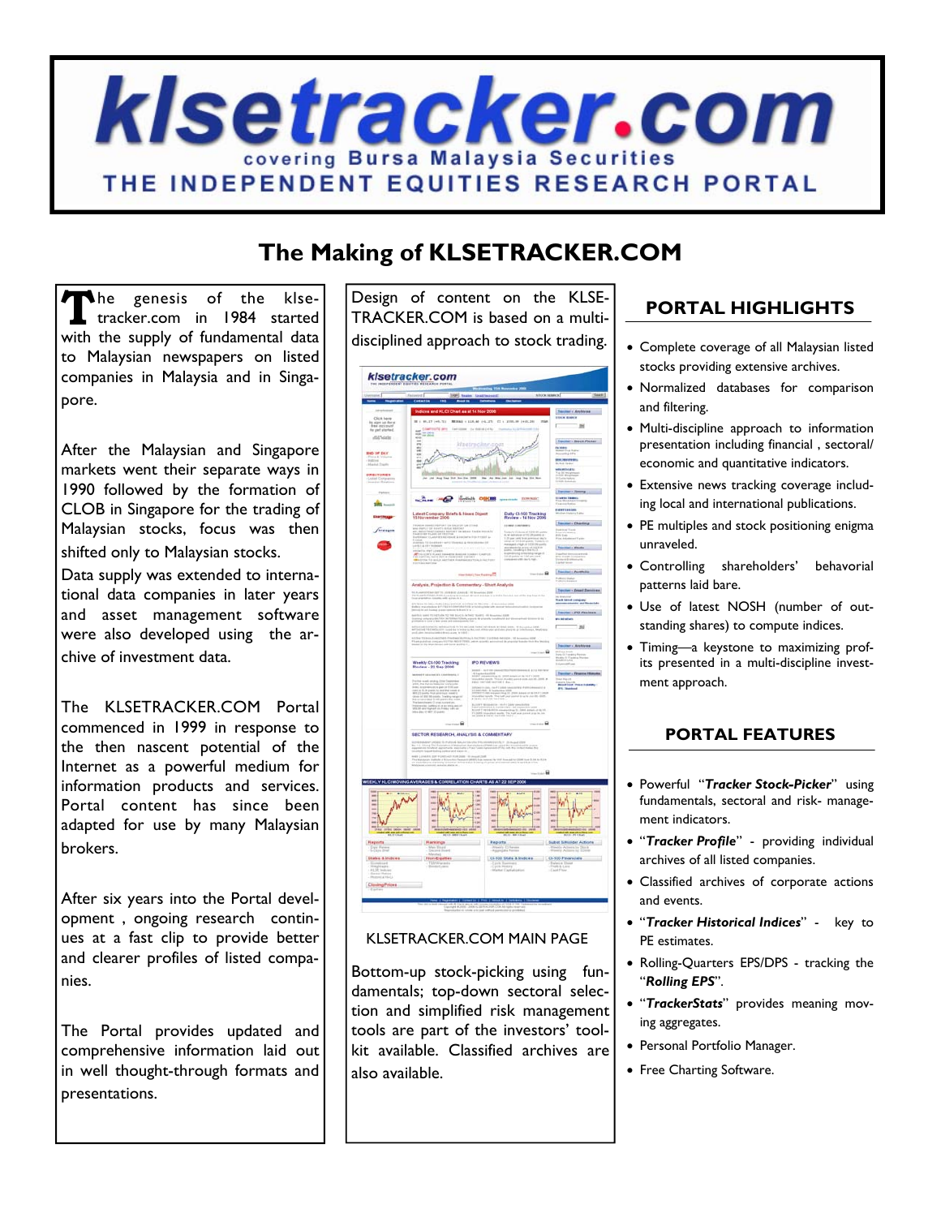# klsetracker.com

covering Bursa Malaysia Securities

THE INDEPENDENT EQUITIES RESEARCH PORTAL

## The Making of KLSETRACKER.COM

The genesis of the klse-tracker.com in 1984 started with the supply of fundamental data to Malaysian newspapers on listed companies in Malaysia and in Singapore.

After the Malaysian and Singapore markets went their separate ways in 1990 followed by the formation of CLOB in Singapore for the trading of Malaysian stocks, focus was then shifted only to Malaysian stocks.

Data supply was extended to international data companies in later years and asset management software were also developed using the archive of investment data.

The KLSETRACKER.COM Portal commenced in 1999 in response to the then nascent potential of the Internet as a powerful medium for information products and services. Portal content has since been adapted for use by many Malaysian brokers.

After six years into the Portal development , ongoing research continues at a fast clip to provide better and clearer profiles of listed companies.

The Portal provides updated and comprehensive information laid out in well thought-through formats and presentations.

Design of content on the KLSE-TRACKER.COM is based on a multi-disciplined approach to stock trading.

KLSETRACKER.COM MAIN PAGE

Bottom-up stock-picking using fundamentals; top-down sectoral selection and simplified risk management tools are part of the investors' toolkit available. Classified archives are also available.

## PORTAL HIGHLIGHTS

- Complete coverage of all Malaysian listed stocks providing extensive archives.
- Normalized databases for comparison and filtering.
- Multi-discipline approach to information presentation including financial , sectoral/ economic and quantitative indicators.
- Extensive news tracking coverage including local and international publications.
- PE multiples and stock positioning enigma unraveled.
- Controlling shareholders' behavioral patterns laid bare.
- Use of latest NOSH (number of outstanding shares) to compute indices.
- Timing—a keystone to maximizing profits presented in a multi-discipline investment approach.

## PORTAL FEATURES

- Powerful "***Tracker Stock-Picker***" using fundamentals, sectoral and risk- management indicators.
- "***Tracker Profile***" - providing individual archives of all listed companies.
- Classified archives of corporate actions and events.
- "***Tracker Historical Indices***" - key to PE estimates.
- Rolling-Quarters EPS/DPS - tracking the "***Rolling EPS***".
- "***TrackerStats***" provides meaning moving aggregates.
- Personal Portfolio Manager.
- Free Charting Software.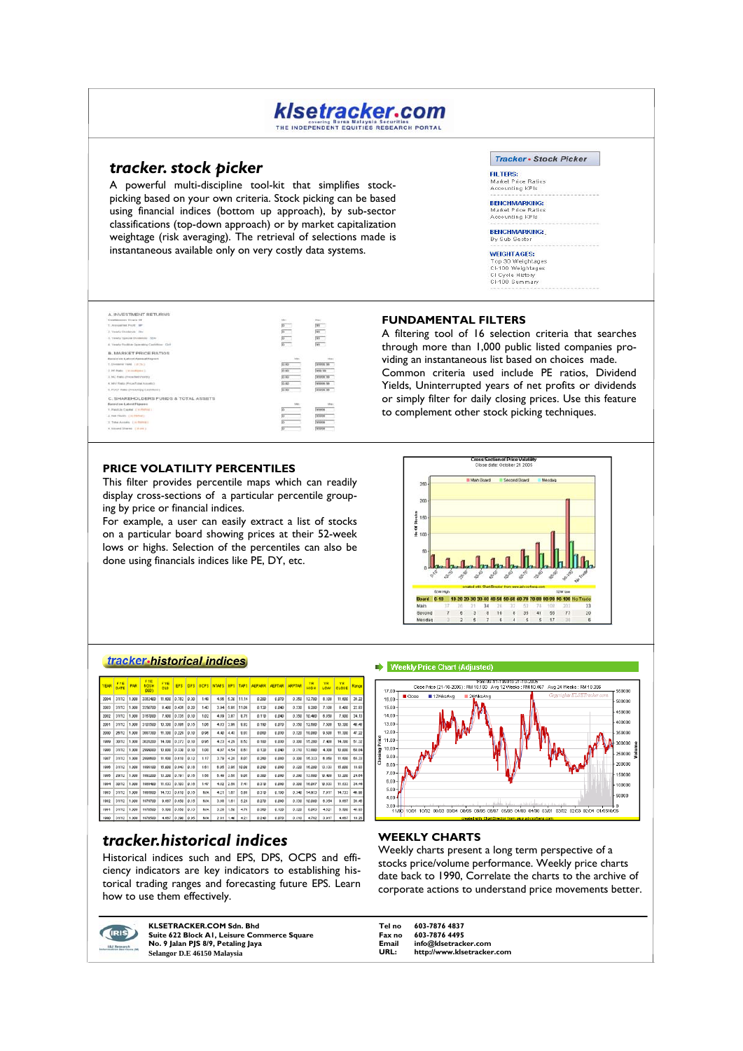# klsetracker.com

covering Bursa Malaysia Securities

THE INDEPENDENT EQUITIES RESEARCH PORTAL

## *tracker. stock picker*

A powerful multi-discipline tool-kit that simplifies stock-picking based on your own criteria. Stock picking can be based using financial indices (bottom up approach), by sub-sector classifications (top-down approach) or by market capitalization weightage (risk averaging). The retrieval of selections made is instantaneous available only on very costly data systems.

Tracker • Stock Picker

FILTERS:
Market Price Ratios
Accounting KPIs

BENCHMARKING:
Market Price Ratios
Accounting KPIs

BENCHMARKING:
By Sub Sector

WEIGHTAGES:
Top 30 Weightages
CI-100 Weightages
CI Cycle History
CI-100 Summary

### FUNDAMENTAL FILTERS

A filtering tool of 16 selection criteria that searches through more than 1,000 public listed companies providing an instantaneous list based on choices made. Common criteria used include PE ratios, Dividend Yields, Uninterrupted years of net profits or dividends or simply filter for daily closing prices. Use this feature to complement other stock picking techniques.

### PRICE VOLATILITY PERCENTILES

This filter provides percentile maps which can readily display cross-sections of a particular percentile grouping by price or financial indices.

For example, a user can easily extract a list of stocks on a particular board showing prices at their 52-week lows or highs. Selection of the percentiles can also be done using financials indices like PE, DY, etc.

Cross Section of Price Volatility
Close date: October 21 2005

Main Board · Second Board · Mesdaq

## *tracker.historical indices*

Weekly Price Chart (Adjusted)

## *tracker.historical indices*

Historical indices such as EPS, DPS, OCPS and efficiency indicators are key indicators to establishing historical trading ranges and forecasting future EPS. Learn how to use them effectively.

### WEEKLY CHARTS

Weekly charts present a long term perspective of a stocks price/volume performance. Weekly price charts date back to 1990, Correlate the charts to the archive of corporate actions to understand price movements better.

**KLSETRACKER.COM Sdn. Bhd**
**Suite 622 Block A1, Leisure Commerce Square**
**No. 9 Jalan PJS 8/9, Petaling Jaya**
**Selangor D.E 46150 Malaysia**

| | |
|---|---|
| **Tel no** | **603-7876 4837** |
| **Fax no** | **603-7876 4495** |
| **Email** | **info@klsetracker.com** |
| **URL:** | **http://www.klsetracker.com** |